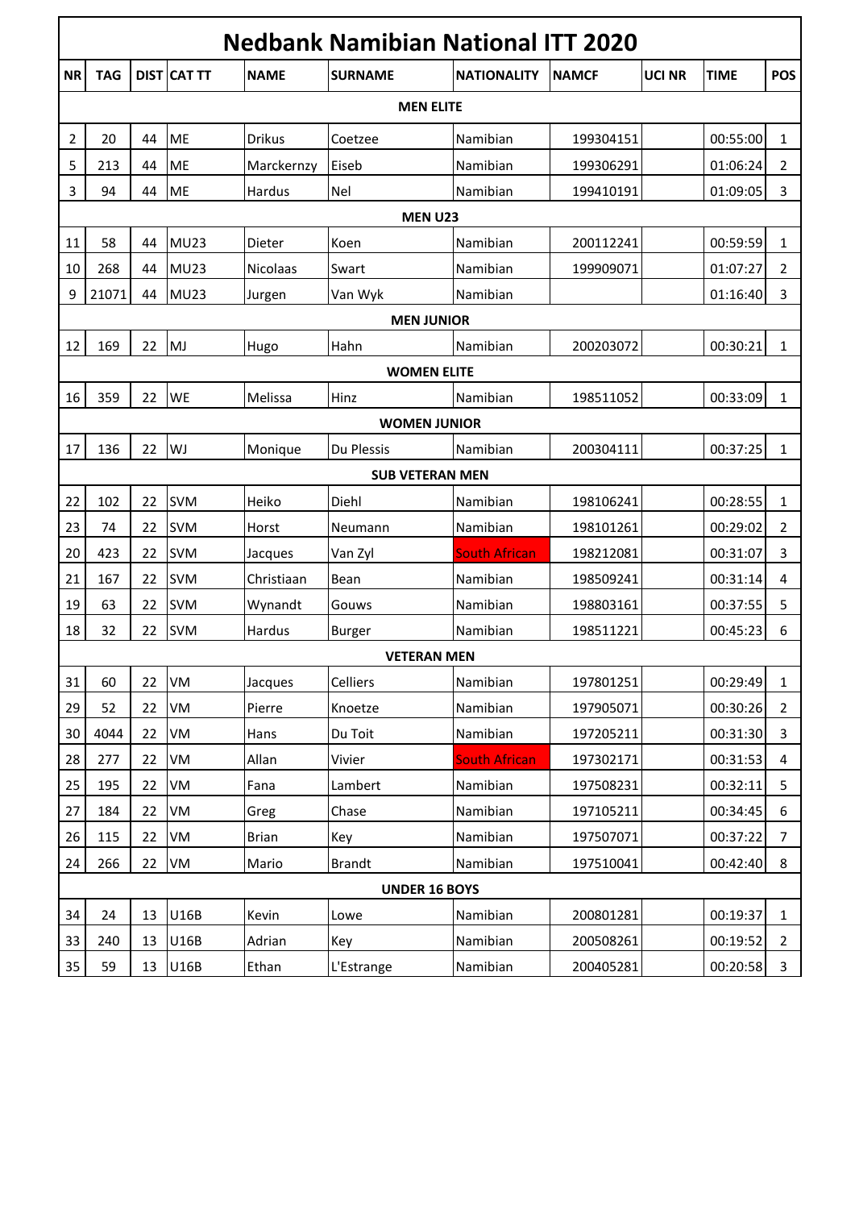# Nedbank Namibian National ITT 2020

| NR | TAG | DIST | CAT TT | NAME | SURNAME | NATIONALITY | NAMCF | UCI NR | TIME | POS |
|---|---|---|---|---|---|---|---|---|---|---|
| **MEN ELITE** | | | | | | | | | | |
| 2 | 20 | 44 | ME | Drikus | Coetzee | Namibian | 199304151 | | 00:55:00 | 1 |
| 5 | 213 | 44 | ME | Marckernzy | Eiseb | Namibian | 199306291 | | 01:06:24 | 2 |
| 3 | 94 | 44 | ME | Hardus | Nel | Namibian | 199410191 | | 01:09:05 | 3 |
| **MEN U23** | | | | | | | | | | |
| 11 | 58 | 44 | MU23 | Dieter | Koen | Namibian | 200112241 | | 00:59:59 | 1 |
| 10 | 268 | 44 | MU23 | Nicolaas | Swart | Namibian | 199909071 | | 01:07:27 | 2 |
| 9 | 21071 | 44 | MU23 | Jurgen | Van Wyk | Namibian | | | 01:16:40 | 3 |
| **MEN JUNIOR** | | | | | | | | | | |
| 12 | 169 | 22 | MJ | Hugo | Hahn | Namibian | 200203072 | | 00:30:21 | 1 |
| **WOMEN ELITE** | | | | | | | | | | |
| 16 | 359 | 22 | WE | Melissa | Hinz | Namibian | 198511052 | | 00:33:09 | 1 |
| **WOMEN JUNIOR** | | | | | | | | | | |
| 17 | 136 | 22 | WJ | Monique | Du Plessis | Namibian | 200304111 | | 00:37:25 | 1 |
| **SUB VETERAN MEN** | | | | | | | | | | |
| 22 | 102 | 22 | SVM | Heiko | Diehl | Namibian | 198106241 | | 00:28:55 | 1 |
| 23 | 74 | 22 | SVM | Horst | Neumann | Namibian | 198101261 | | 00:29:02 | 2 |
| 20 | 423 | 22 | SVM | Jacques | Van Zyl | South African | 198212081 | | 00:31:07 | 3 |
| 21 | 167 | 22 | SVM | Christiaan | Bean | Namibian | 198509241 | | 00:31:14 | 4 |
| 19 | 63 | 22 | SVM | Wynandt | Gouws | Namibian | 198803161 | | 00:37:55 | 5 |
| 18 | 32 | 22 | SVM | Hardus | Burger | Namibian | 198511221 | | 00:45:23 | 6 |
| **VETERAN MEN** | | | | | | | | | | |
| 31 | 60 | 22 | VM | Jacques | Celliers | Namibian | 197801251 | | 00:29:49 | 1 |
| 29 | 52 | 22 | VM | Pierre | Knoetze | Namibian | 197905071 | | 00:30:26 | 2 |
| 30 | 4044 | 22 | VM | Hans | Du Toit | Namibian | 197205211 | | 00:31:30 | 3 |
| 28 | 277 | 22 | VM | Allan | Vivier | South African | 197302171 | | 00:31:53 | 4 |
| 25 | 195 | 22 | VM | Fana | Lambert | Namibian | 197508231 | | 00:32:11 | 5 |
| 27 | 184 | 22 | VM | Greg | Chase | Namibian | 197105211 | | 00:34:45 | 6 |
| 26 | 115 | 22 | VM | Brian | Key | Namibian | 197507071 | | 00:37:22 | 7 |
| 24 | 266 | 22 | VM | Mario | Brandt | Namibian | 197510041 | | 00:42:40 | 8 |
| **UNDER 16 BOYS** | | | | | | | | | | |
| 34 | 24 | 13 | U16B | Kevin | Lowe | Namibian | 200801281 | | 00:19:37 | 1 |
| 33 | 240 | 13 | U16B | Adrian | Key | Namibian | 200508261 | | 00:19:52 | 2 |
| 35 | 59 | 13 | U16B | Ethan | L'Estrange | Namibian | 200405281 | | 00:20:58 | 3 |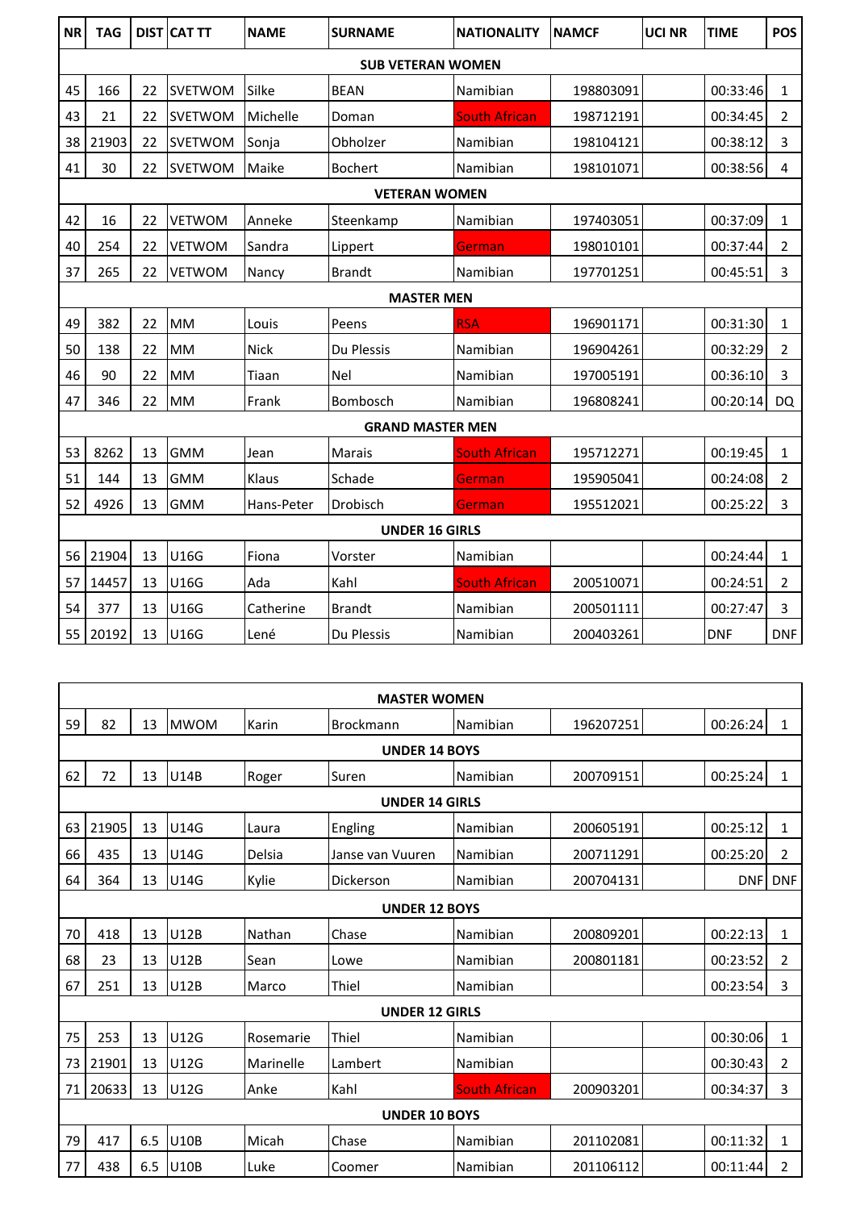| NR | TAG | DIST | CAT TT | NAME | SURNAME | NATIONALITY | NAMCF | UCI NR | TIME | POS |
|---|---|---|---|---|---|---|---|---|---|---|
| | | | | | **SUB VETERAN WOMEN** | | | | | |
| 45 | 166 | 22 | SVETWOM | Silke | BEAN | Namibian | 198803091 | | 00:33:46 | 1 |
| 43 | 21 | 22 | SVETWOM | Michelle | Doman | South African | 198712191 | | 00:34:45 | 2 |
| 38 | 21903 | 22 | SVETWOM | Sonja | Obholzer | Namibian | 198104121 | | 00:38:12 | 3 |
| 41 | 30 | 22 | SVETWOM | Maike | Bochert | Namibian | 198101071 | | 00:38:56 | 4 |
| | | | | | **VETERAN WOMEN** | | | | | |
| 42 | 16 | 22 | VETWOM | Anneke | Steenkamp | Namibian | 197403051 | | 00:37:09 | 1 |
| 40 | 254 | 22 | VETWOM | Sandra | Lippert | German | 198010101 | | 00:37:44 | 2 |
| 37 | 265 | 22 | VETWOM | Nancy | Brandt | Namibian | 197701251 | | 00:45:51 | 3 |
| | | | | | **MASTER MEN** | | | | | |
| 49 | 382 | 22 | MM | Louis | Peens | RSA | 196901171 | | 00:31:30 | 1 |
| 50 | 138 | 22 | MM | Nick | Du Plessis | Namibian | 196904261 | | 00:32:29 | 2 |
| 46 | 90 | 22 | MM | Tiaan | Nel | Namibian | 197005191 | | 00:36:10 | 3 |
| 47 | 346 | 22 | MM | Frank | Bombosch | Namibian | 196808241 | | 00:20:14 | DQ |
| | | | | | **GRAND MASTER MEN** | | | | | |
| 53 | 8262 | 13 | GMM | Jean | Marais | South African | 195712271 | | 00:19:45 | 1 |
| 51 | 144 | 13 | GMM | Klaus | Schade | German | 195905041 | | 00:24:08 | 2 |
| 52 | 4926 | 13 | GMM | Hans-Peter | Drobisch | German | 195512021 | | 00:25:22 | 3 |
| | | | | | **UNDER 16 GIRLS** | | | | | |
| 56 | 21904 | 13 | U16G | Fiona | Vorster | Namibian | | | 00:24:44 | 1 |
| 57 | 14457 | 13 | U16G | Ada | Kahl | South African | 200510071 | | 00:24:51 | 2 |
| 54 | 377 | 13 | U16G | Catherine | Brandt | Namibian | 200501111 | | 00:27:47 | 3 |
| 55 | 20192 | 13 | U16G | Lené | Du Plessis | Namibian | 200403261 | | DNF | DNF |

| | | | | | **MASTER WOMEN** | | | | | |
|---|---|---|---|---|---|---|---|---|---|---|
| 59 | 82 | 13 | MWOM | Karin | Brockmann | Namibian | 196207251 | | 00:26:24 | 1 |
| | | | | | **UNDER 14 BOYS** | | | | | |
| 62 | 72 | 13 | U14B | Roger | Suren | Namibian | 200709151 | | 00:25:24 | 1 |
| | | | | | **UNDER 14 GIRLS** | | | | | |
| 63 | 21905 | 13 | U14G | Laura | Engling | Namibian | 200605191 | | 00:25:12 | 1 |
| 66 | 435 | 13 | U14G | Delsia | Janse van Vuuren | Namibian | 200711291 | | 00:25:20 | 2 |
| 64 | 364 | 13 | U14G | Kylie | Dickerson | Namibian | 200704131 | | DNF | DNF |
| | | | | | **UNDER 12 BOYS** | | | | | |
| 70 | 418 | 13 | U12B | Nathan | Chase | Namibian | 200809201 | | 00:22:13 | 1 |
| 68 | 23 | 13 | U12B | Sean | Lowe | Namibian | 200801181 | | 00:23:52 | 2 |
| 67 | 251 | 13 | U12B | Marco | Thiel | Namibian | | | 00:23:54 | 3 |
| | | | | | **UNDER 12 GIRLS** | | | | | |
| 75 | 253 | 13 | U12G | Rosemarie | Thiel | Namibian | | | 00:30:06 | 1 |
| 73 | 21901 | 13 | U12G | Marinelle | Lambert | Namibian | | | 00:30:43 | 2 |
| 71 | 20633 | 13 | U12G | Anke | Kahl | South African | 200903201 | | 00:34:37 | 3 |
| | | | | | **UNDER 10 BOYS** | | | | | |
| 79 | 417 | 6.5 | U10B | Micah | Chase | Namibian | 201102081 | | 00:11:32 | 1 |
| 77 | 438 | 6.5 | U10B | Luke | Coomer | Namibian | 201106112 | | 00:11:44 | 2 |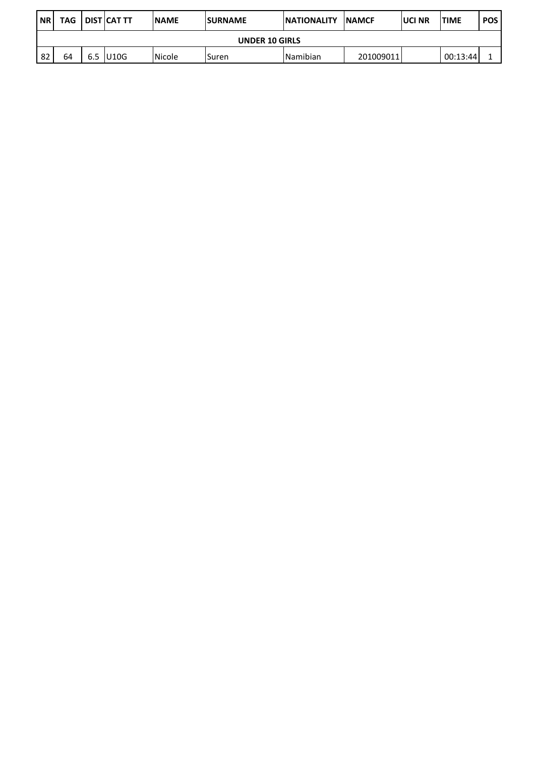| NR | TAG | DIST | CAT TT | NAME | SURNAME | NATIONALITY | NAMCF | UCI NR | TIME | POS |
|---|---|---|---|---|---|---|---|---|---|---|
| **UNDER 10 GIRLS** | | | | | | | | | | |
| 82 | 64 | 6.5 | U10G | Nicole | Suren | Namibian | 201009011 | | 00:13:44 | 1 |